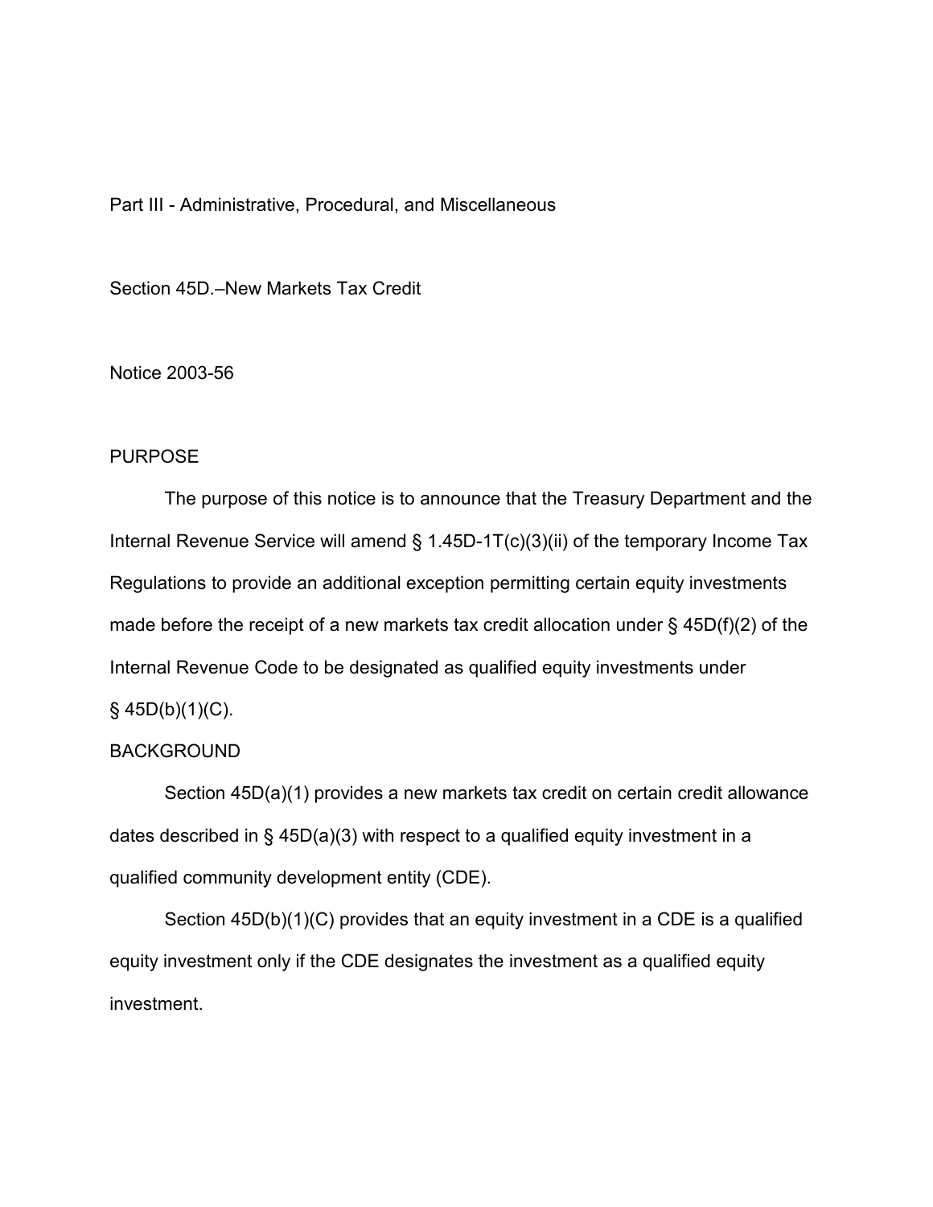Part III - Administrative, Procedural, and Miscellaneous

Section 45D.–New Markets Tax Credit

Notice 2003-56

## PURPOSE

The purpose of this notice is to announce that the Treasury Department and the Internal Revenue Service will amend § 1.45D-1T(c)(3)(ii) of the temporary Income Tax Regulations to provide an additional exception permitting certain equity investments made before the receipt of a new markets tax credit allocation under § 45D(f)(2) of the Internal Revenue Code to be designated as qualified equity investments under § 45D(b)(1)(C).

## BACKGROUND

Section 45D(a)(1) provides a new markets tax credit on certain credit allowance dates described in § 45D(a)(3) with respect to a qualified equity investment in a qualified community development entity (CDE).

Section 45D(b)(1)(C) provides that an equity investment in a CDE is a qualified equity investment only if the CDE designates the investment as a qualified equity investment.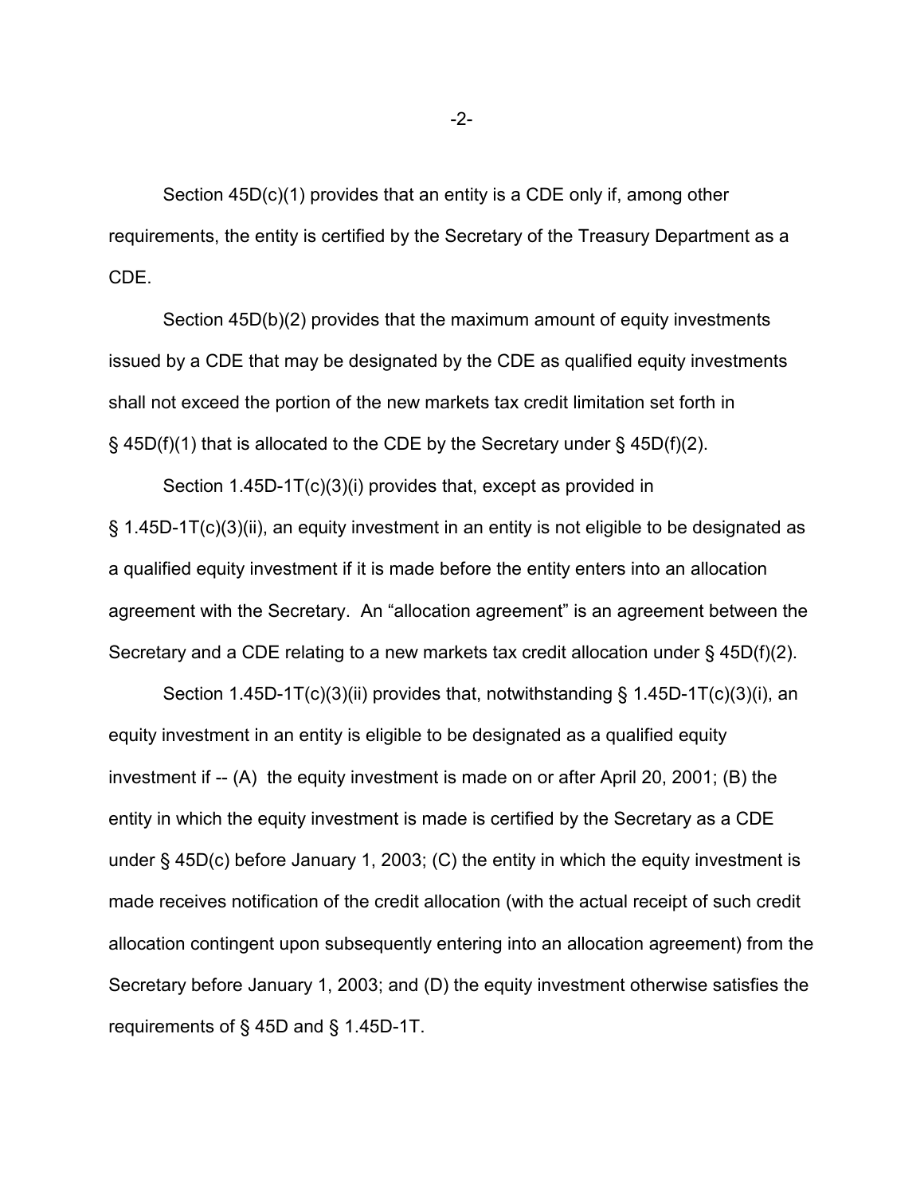Section 45D(c)(1) provides that an entity is a CDE only if, among other requirements, the entity is certified by the Secretary of the Treasury Department as a CDE.

Section 45D(b)(2) provides that the maximum amount of equity investments issued by a CDE that may be designated by the CDE as qualified equity investments shall not exceed the portion of the new markets tax credit limitation set forth in § 45D(f)(1) that is allocated to the CDE by the Secretary under § 45D(f)(2).

Section 1.45D-1T(c)(3)(i) provides that, except as provided in § 1.45D-1T(c)(3)(ii), an equity investment in an entity is not eligible to be designated as a qualified equity investment if it is made before the entity enters into an allocation agreement with the Secretary. An "allocation agreement" is an agreement between the Secretary and a CDE relating to a new markets tax credit allocation under § 45D(f)(2).

Section 1.45D-1T(c)(3)(ii) provides that, notwithstanding § 1.45D-1T(c)(3)(i), an equity investment in an entity is eligible to be designated as a qualified equity investment if -- (A) the equity investment is made on or after April 20, 2001; (B) the entity in which the equity investment is made is certified by the Secretary as a CDE under § 45D(c) before January 1, 2003; (C) the entity in which the equity investment is made receives notification of the credit allocation (with the actual receipt of such credit allocation contingent upon subsequently entering into an allocation agreement) from the Secretary before January 1, 2003; and (D) the equity investment otherwise satisfies the requirements of § 45D and § 1.45D-1T.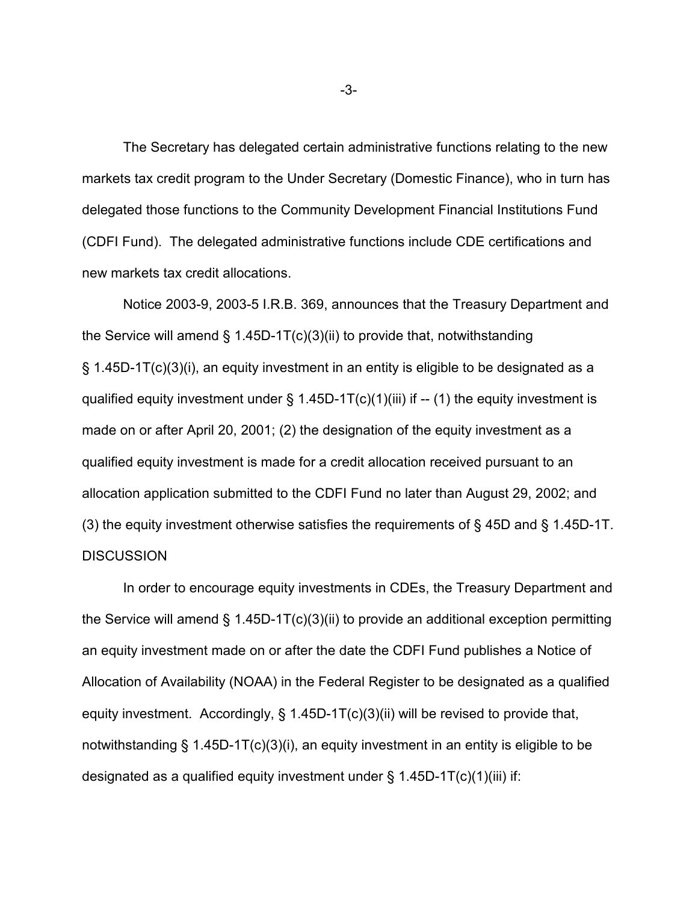The Secretary has delegated certain administrative functions relating to the new markets tax credit program to the Under Secretary (Domestic Finance), who in turn has delegated those functions to the Community Development Financial Institutions Fund (CDFI Fund). The delegated administrative functions include CDE certifications and new markets tax credit allocations.

Notice 2003-9, 2003-5 I.R.B. 369, announces that the Treasury Department and the Service will amend § 1.45D-1T(c)(3)(ii) to provide that, notwithstanding § 1.45D-1T(c)(3)(i), an equity investment in an entity is eligible to be designated as a qualified equity investment under § 1.45D-1T(c)(1)(iii) if -- (1) the equity investment is made on or after April 20, 2001; (2) the designation of the equity investment as a qualified equity investment is made for a credit allocation received pursuant to an allocation application submitted to the CDFI Fund no later than August 29, 2002; and (3) the equity investment otherwise satisfies the requirements of § 45D and § 1.45D-1T.

DISCUSSION

In order to encourage equity investments in CDEs, the Treasury Department and the Service will amend § 1.45D-1T(c)(3)(ii) to provide an additional exception permitting an equity investment made on or after the date the CDFI Fund publishes a Notice of Allocation of Availability (NOAA) in the Federal Register to be designated as a qualified equity investment. Accordingly, § 1.45D-1T(c)(3)(ii) will be revised to provide that, notwithstanding § 1.45D-1T(c)(3)(i), an equity investment in an entity is eligible to be designated as a qualified equity investment under § 1.45D-1T(c)(1)(iii) if: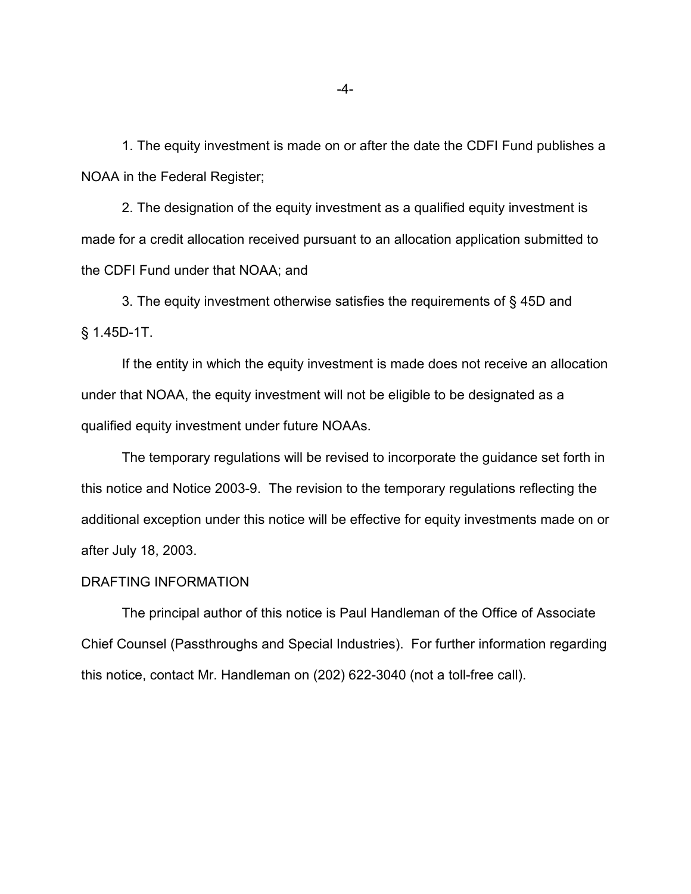1. The equity investment is made on or after the date the CDFI Fund publishes a NOAA in the Federal Register;

2. The designation of the equity investment as a qualified equity investment is made for a credit allocation received pursuant to an allocation application submitted to the CDFI Fund under that NOAA; and

3. The equity investment otherwise satisfies the requirements of § 45D and § 1.45D-1T.

If the entity in which the equity investment is made does not receive an allocation under that NOAA, the equity investment will not be eligible to be designated as a qualified equity investment under future NOAAs.

The temporary regulations will be revised to incorporate the guidance set forth in this notice and Notice 2003-9. The revision to the temporary regulations reflecting the additional exception under this notice will be effective for equity investments made on or after July 18, 2003.

## DRAFTING INFORMATION

The principal author of this notice is Paul Handleman of the Office of Associate Chief Counsel (Passthroughs and Special Industries). For further information regarding this notice, contact Mr. Handleman on (202) 622-3040 (not a toll-free call).